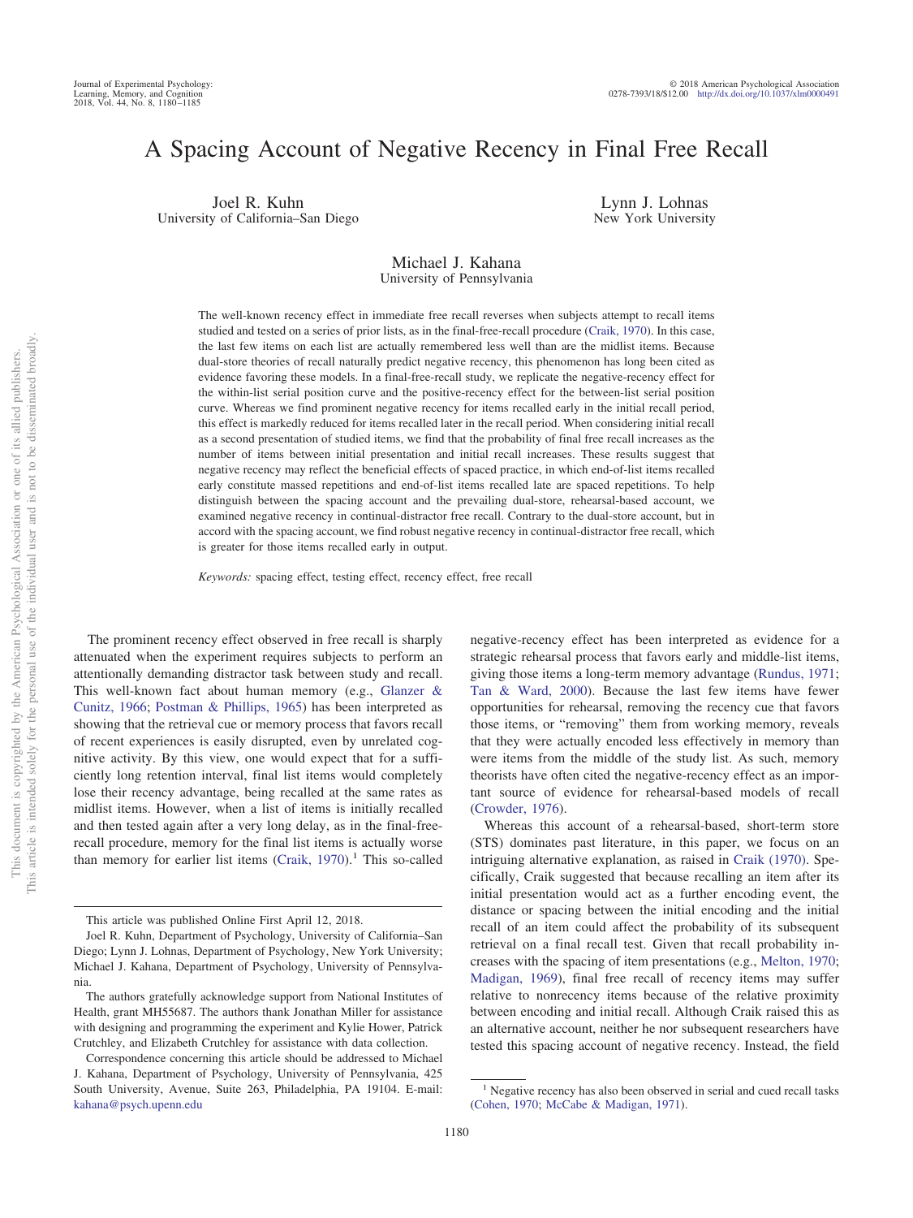# A Spacing Account of Negative Recency in Final Free Recall

Joel R. Kuhn
University of California–San Diego

Lynn J. Lohnas
New York University

Michael J. Kahana
University of Pennsylvania

The well-known recency effect in immediate free recall reverses when subjects attempt to recall items studied and tested on a series of prior lists, as in the final-free-recall procedure (Craik, 1970). In this case, the last few items on each list are actually remembered less well than are the midlist items. Because dual-store theories of recall naturally predict negative recency, this phenomenon has long been cited as evidence favoring these models. In a final-free-recall study, we replicate the negative-recency effect for the within-list serial position curve and the positive-recency effect for the between-list serial position curve. Whereas we find prominent negative recency for items recalled early in the initial recall period, this effect is markedly reduced for items recalled later in the recall period. When considering initial recall as a second presentation of studied items, we find that the probability of final free recall increases as the number of items between initial presentation and initial recall increases. These results suggest that negative recency may reflect the beneficial effects of spaced practice, in which end-of-list items recalled early constitute massed repetitions and end-of-list items recalled late are spaced repetitions. To help distinguish between the spacing account and the prevailing dual-store, rehearsal-based account, we examined negative recency in continual-distractor free recall. Contrary to the dual-store account, but in accord with the spacing account, we find robust negative recency in continual-distractor free recall, which is greater for those items recalled early in output.

*Keywords:* spacing effect, testing effect, recency effect, free recall

The prominent recency effect observed in free recall is sharply attenuated when the experiment requires subjects to perform an attentionally demanding distractor task between study and recall. This well-known fact about human memory (e.g., Glanzer & Cunitz, 1966; Postman & Phillips, 1965) has been interpreted as showing that the retrieval cue or memory process that favors recall of recent experiences is easily disrupted, even by unrelated cognitive activity. By this view, one would expect that for a sufficiently long retention interval, final list items would completely lose their recency advantage, being recalled at the same rates as midlist items. However, when a list of items is initially recalled and then tested again after a very long delay, as in the final-free-recall procedure, memory for the final list items is actually worse than memory for earlier list items (Craik, 1970).[1] This so-called negative-recency effect has been interpreted as evidence for a strategic rehearsal process that favors early and middle-list items, giving those items a long-term memory advantage (Rundus, 1971; Tan & Ward, 2000). Because the last few items have fewer opportunities for rehearsal, removing the recency cue that favors those items, or "removing" them from working memory, reveals that they were actually encoded less effectively in memory than were items from the middle of the study list. As such, memory theorists have often cited the negative-recency effect as an important source of evidence for rehearsal-based models of recall (Crowder, 1976).

Whereas this account of a rehearsal-based, short-term store (STS) dominates past literature, in this paper, we focus on an intriguing alternative explanation, as raised in Craik (1970). Specifically, Craik suggested that because recalling an item after its initial presentation would act as a further encoding event, the distance or spacing between the initial encoding and the initial recall of an item could affect the probability of its subsequent retrieval on a final recall test. Given that recall probability increases with the spacing of item presentations (e.g., Melton, 1970; Madigan, 1969), final free recall of recency items may suffer relative to nonrecency items because of the relative proximity between encoding and initial recall. Although Craik raised this as an alternative account, neither he nor subsequent researchers have tested this spacing account of negative recency. Instead, the field

---

This article was published Online First April 12, 2018.

Joel R. Kuhn, Department of Psychology, University of California–San Diego; Lynn J. Lohnas, Department of Psychology, New York University; Michael J. Kahana, Department of Psychology, University of Pennsylvania.

The authors gratefully acknowledge support from National Institutes of Health, grant MH55687. The authors thank Jonathan Miller for assistance with designing and programming the experiment and Kylie Hower, Patrick Crutchley, and Elizabeth Crutchley for assistance with data collection.

Correspondence concerning this article should be addressed to Michael J. Kahana, Department of Psychology, University of Pennsylvania, 425 South University, Avenue, Suite 263, Philadelphia, PA 19104. E-mail: kahana@psych.upenn.edu

[1] Negative recency has also been observed in serial and cued recall tasks (Cohen, 1970; McCabe & Madigan, 1971).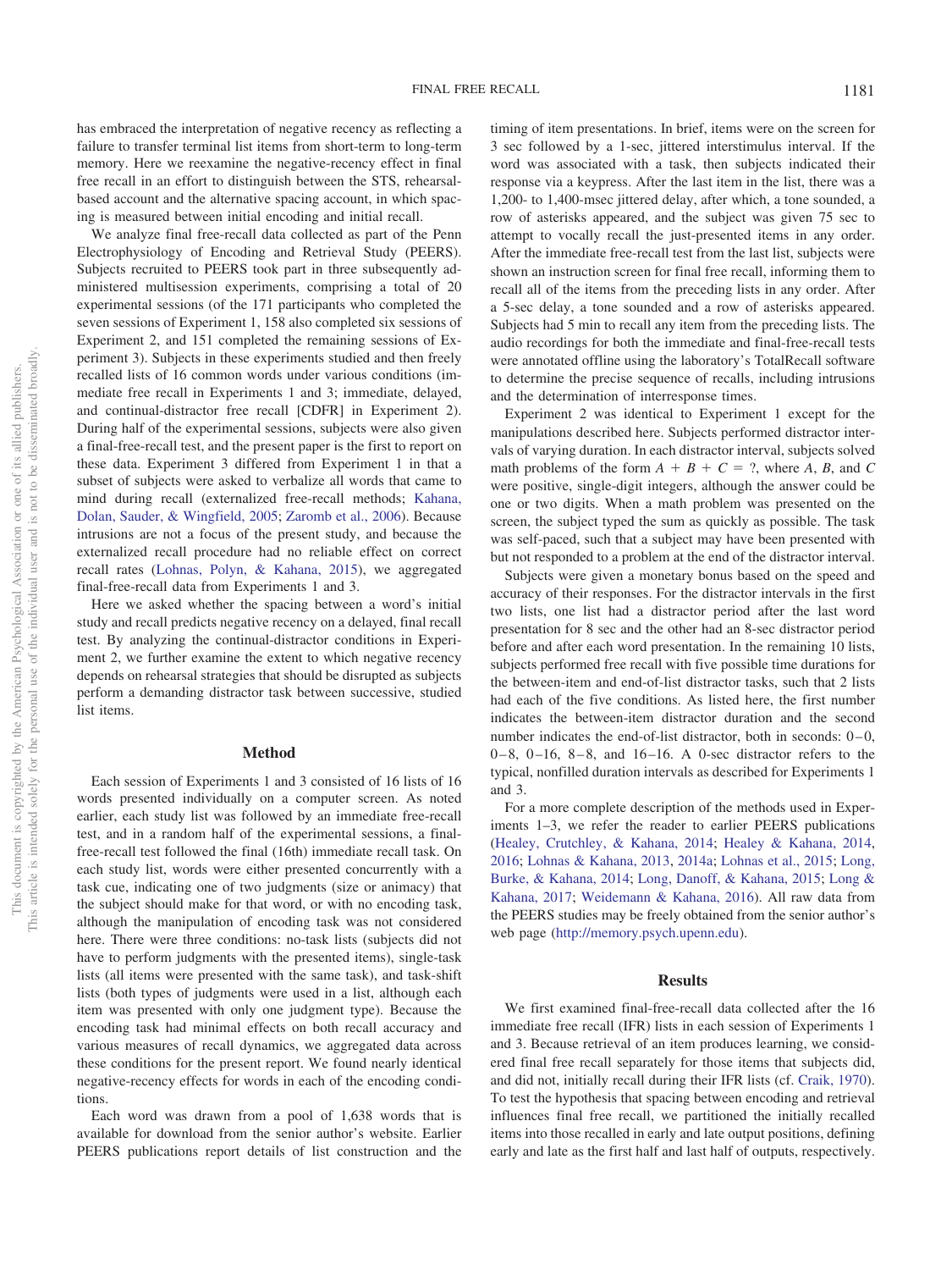has embraced the interpretation of negative recency as reflecting a failure to transfer terminal list items from short-term to long-term memory. Here we reexamine the negative-recency effect in final free recall in an effort to distinguish between the STS, rehearsal-based account and the alternative spacing account, in which spacing is measured between initial encoding and initial recall.

We analyze final free-recall data collected as part of the Penn Electrophysiology of Encoding and Retrieval Study (PEERS). Subjects recruited to PEERS took part in three subsequently administered multisession experiments, comprising a total of 20 experimental sessions (of the 171 participants who completed the seven sessions of Experiment 1, 158 also completed six sessions of Experiment 2, and 151 completed the remaining sessions of Experiment 3). Subjects in these experiments studied and then freely recalled lists of 16 common words under various conditions (immediate free recall in Experiments 1 and 3; immediate, delayed, and continual-distractor free recall [CDFR] in Experiment 2). During half of the experimental sessions, subjects were also given a final-free-recall test, and the present paper is the first to report on these data. Experiment 3 differed from Experiment 1 in that a subset of subjects were asked to verbalize all words that came to mind during recall (externalized free-recall methods; Kahana, Dolan, Sauder, & Wingfield, 2005; Zaromb et al., 2006). Because intrusions are not a focus of the present study, and because the externalized recall procedure had no reliable effect on correct recall rates (Lohnas, Polyn, & Kahana, 2015), we aggregated final-free-recall data from Experiments 1 and 3.

Here we asked whether the spacing between a word's initial study and initial recall predicts negative recency on a delayed, final recall test. By analyzing the continual-distractor conditions in Experiment 2, we further examine the extent to which negative recency depends on rehearsal strategies that should be disrupted as subjects perform a demanding distractor task between successive, studied list items.

## Method

Each session of Experiments 1 and 3 consisted of 16 lists of 16 words presented individually on a computer screen. As noted earlier, each study list was followed by an immediate free-recall test, and in a random half of the experimental sessions, a final-free-recall test followed the final (16th) immediate recall task. On each study list, words were either presented concurrently with a task cue, indicating one of two judgments (size or animacy) that the subject should make for that word, or with no encoding task, although the manipulation of encoding task was not considered here. There were three conditions: no-task lists (subjects did not have to perform judgments with the presented items), single-task lists (all items were presented with the same task), and task-shift lists (both types of judgments were used in a list, although each item was presented with only one judgment type). Because the encoding task had minimal effects on both recall accuracy and various measures of recall dynamics, we aggregated data across these conditions for the present report. We found nearly identical negative-recency effects for words in each of the encoding conditions.

Each word was drawn from a pool of 1,638 words that is available for download from the senior author's website. Earlier PEERS publications report details of list construction and the timing of item presentations. In brief, items were on the screen for 3 sec followed by a 1-sec, jittered interstimulus interval. If the word was associated with a task, then subjects indicated their response via a keypress. After the last item in the list, there was a 1,200- to 1,400-msec jittered delay, after which, a tone sounded, a row of asterisks appeared, and the subject was given 75 sec to attempt to vocally recall the just-presented items in any order. After the immediate free-recall test from the last list, subjects were shown an instruction screen for final free recall, informing them to recall all of the items from the preceding lists in any order. After a 5-sec delay, a tone sounded and a row of asterisks appeared. Subjects had 5 min to recall any item from the preceding lists. The audio recordings for both the immediate and final-free-recall tests were annotated offline using the laboratory's TotalRecall software to determine the precise sequence of recalls, including intrusions and the determination of interresponse times.

Experiment 2 was identical to Experiment 1 except for the manipulations described here. Subjects performed distractor intervals of varying duration. In each distractor interval, subjects solved math problems of the form $A + B + C = ?$, where $A$, $B$, and $C$ were positive, single-digit integers, although the answer could be one or two digits. When a math problem was presented on the screen, the subject typed the sum as quickly as possible. The task was self-paced, such that a subject may have been presented with but not responded to a problem at the end of the distractor interval.

Subjects were given a monetary bonus based on the speed and accuracy of their responses. For the distractor intervals in the first two lists, one list had a distractor period after the last word presentation for 8 sec and the other had an 8-sec distractor period before and after each word presentation. In the remaining 10 lists, subjects performed free recall with five possible time durations for the between-item and end-of-list distractor tasks, such that 2 lists had each of the five conditions. As listed here, the first number indicates the between-item distractor duration and the second number indicates the end-of-list distractor, both in seconds: 0–0, 0–8, 0–16, 8–8, and 16–16. A 0-sec distractor refers to the typical, nonfilled duration intervals as described for Experiments 1 and 3.

For a more complete description of the methods used in Experiments 1–3, we refer the reader to earlier PEERS publications (Healey, Crutchley, & Kahana, 2014; Healey & Kahana, 2014, 2016; Lohnas & Kahana, 2013, 2014a; Lohnas et al., 2015; Long, Burke, & Kahana, 2014; Long, Danoff, & Kahana, 2015; Long & Kahana, 2017; Weidemann & Kahana, 2016). All raw data from the PEERS studies may be freely obtained from the senior author's web page (http://memory.psych.upenn.edu).

## Results

We first examined final-free-recall data collected after the 16 immediate free recall (IFR) lists in each session of Experiments 1 and 3. Because retrieval of an item produces learning, we considered final free recall separately for those items that subjects did, and did not, initially recall during their IFR lists (cf. Craik, 1970). To test the hypothesis that spacing between encoding and retrieval influences final free recall, we partitioned the initially recalled items into those recalled in early and late output positions, defining early and late as the first half and last half of outputs, respectively.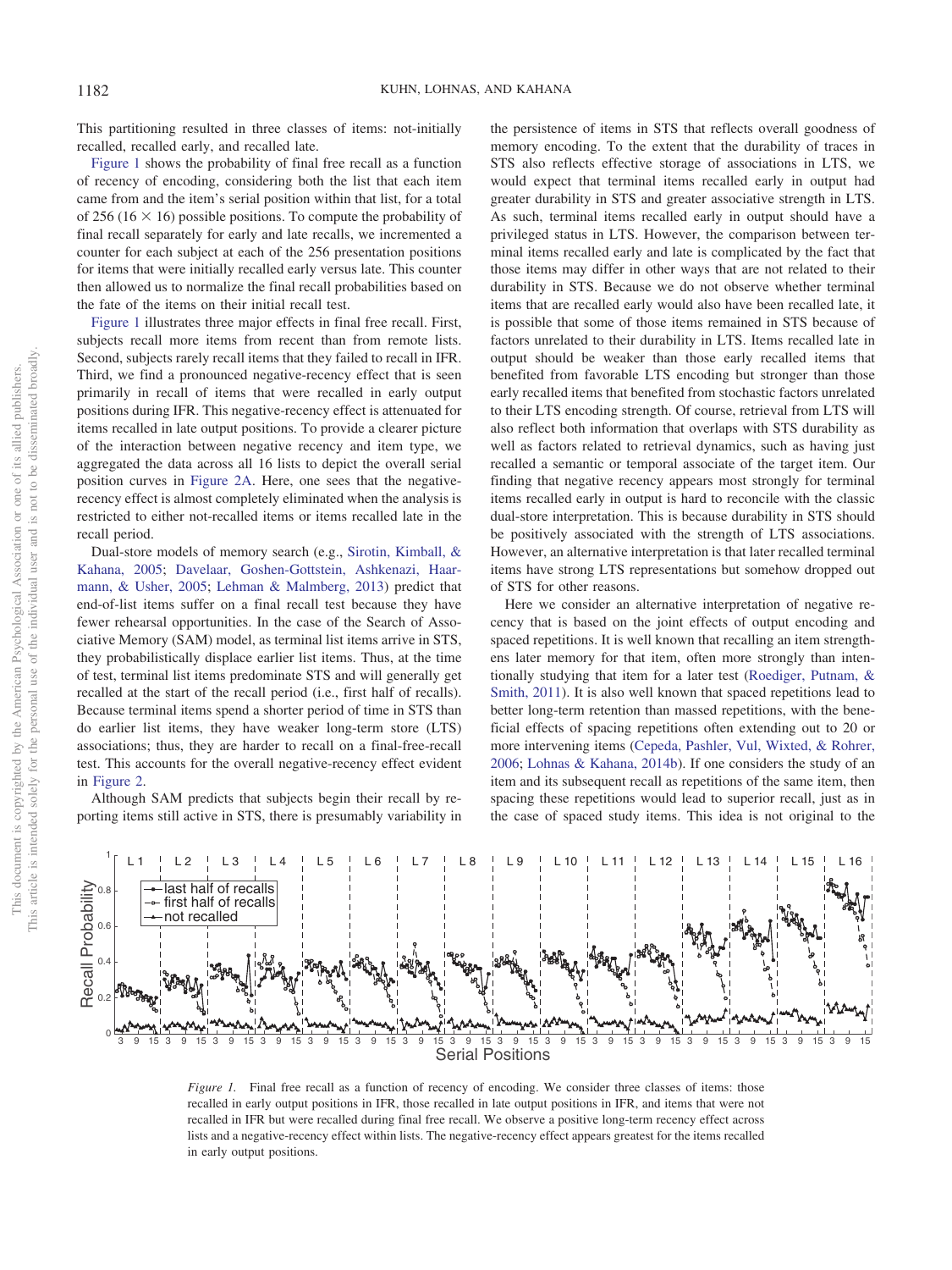This partitioning resulted in three classes of items: not-initially recalled, recalled early, and recalled late.

Figure 1 shows the probability of final free recall as a function of recency of encoding, considering both the list that each item came from and the item's serial position within that list, for a total of 256 ($16 \times 16$) possible positions. To compute the probability of final recall separately for early and late recalls, we incremented a counter for each subject at each of the 256 presentation positions for items that were initially recalled early versus late. This counter then allowed us to normalize the final recall probabilities based on the fate of the items on their initial recall test.

Figure 1 illustrates three major effects in final free recall. First, subjects recall more items from recent than from remote lists. Second, subjects rarely recall items that they failed to recall in IFR. Third, we find a pronounced negative-recency effect that is seen primarily in recall of items that were recalled in early output positions during IFR. This negative-recency effect is attenuated for items recalled in late output positions. To provide a clearer picture of the interaction between negative recency and item type, we aggregated the data across all 16 lists to depict the overall serial position curves in Figure 2A. Here, one sees that the negative-recency effect is almost completely eliminated when the analysis is restricted to either not-recalled items or items recalled late in the recall period.

Dual-store models of memory search (e.g., Sirotin, Kimball, & Kahana, 2005; Davelaar, Goshen-Gottstein, Ashkenazi, Haarmann, & Usher, 2005; Lehman & Malmberg, 2013) predict that end-of-list items suffer on a final recall test because they have fewer rehearsal opportunities. In the case of the Search of Associative Memory (SAM) model, as terminal list items arrive in STS, they probabilistically displace earlier list items. Thus, at the time of test, terminal list items predominate STS and will generally get recalled at the start of the recall period (i.e., first half of recalls). Because terminal items spend a shorter period of time in STS than do earlier list items, they have weaker long-term store (LTS) associations; thus, they are harder to recall on a final-free-recall test. This accounts for the overall negative-recency effect evident in Figure 2.

Although SAM predicts that subjects begin their recall by reporting items still active in STS, there is presumably variability in the persistence of items in STS that reflects overall goodness of memory encoding. To the extent that the durability of traces in STS also reflects effective storage of associations in LTS, we would expect that terminal items recalled early in output had greater durability in STS and greater associative strength in LTS. As such, terminal items recalled early in output should have a privileged status in LTS. However, the comparison between terminal items recalled early and late is complicated by the fact that those items may differ in other ways that are not related to their durability in STS. Because we do not observe whether terminal items that are recalled early would also have been recalled late, it is possible that some of those items remained in STS because of factors unrelated to their durability in LTS. Items recalled late in output should be weaker than those early recalled items that benefited from favorable LTS encoding but stronger than those early recalled items that benefited from stochastic factors unrelated to their LTS encoding strength. Of course, retrieval from LTS will also reflect both information that overlaps with STS durability as well as factors related to retrieval dynamics, such as having just recalled a semantic or temporal associate of the target item. Our finding that negative recency appears most strongly for terminal items recalled early in output is hard to reconcile with the classic dual-store interpretation. This is because durability in STS should be positively associated with the strength of LTS associations. However, an alternative interpretation is that later recalled terminal items have strong LTS representations but somehow dropped out of STS for other reasons.

Here we consider an alternative interpretation of negative recency that is based on the joint effects of output encoding and spaced repetitions. It is well known that recalling an item strengthens later memory for that item, often more strongly than intentionally studying that item for a later test (Roediger, Putnam, & Smith, 2011). It is also well known that spaced repetitions lead to better long-term retention than massed repetitions, with the beneficial effects of spacing repetitions often extending out to 20 or more intervening items (Cepeda, Pashler, Vul, Wixted, & Rohrer, 2006; Lohnas & Kahana, 2014b). If one considers the study of an item and its subsequent recall as repetitions of the same item, then spacing these repetitions would lead to superior recall, just as in the case of spaced study items. This idea is not original to the

*Figure 1.* Final free recall as a function of recency of encoding. We consider three classes of items: those recalled in early output positions in IFR, those recalled in late output positions in IFR, and items that were not recalled in IFR but were recalled during final free recall. We observe a positive long-term recency effect across lists and a negative-recency effect within lists. The negative-recency effect appears greatest for the items recalled in early output positions.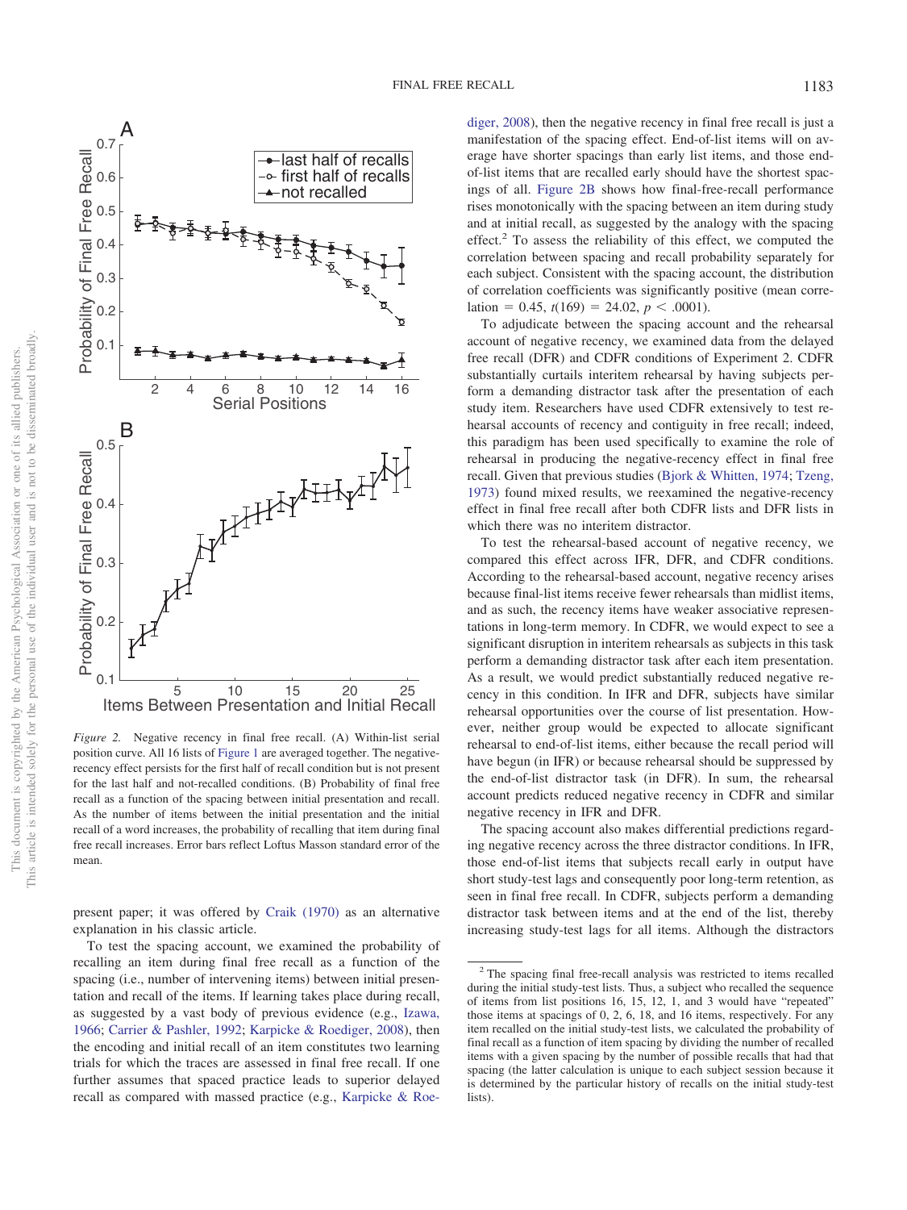*Figure 2.* Negative recency in final free recall. (A) Within-list serial position curve. All 16 lists of Figure 1 are averaged together. The negative-recency effect persists for the first half of recall condition but is not present for the last half and not-recalled conditions. (B) Probability of final free recall as a function of the spacing between initial presentation and recall. As the number of items between the initial presentation and the initial recall of a word increases, the probability of recalling that item during final free recall increases. Error bars reflect Loftus Masson standard error of the mean.

present paper; it was offered by Craik (1970) as an alternative explanation in his classic article.

To test the spacing account, we examined the probability of recalling an item during final free recall as a function of the spacing (i.e., number of intervening items) between initial presentation and recall of the items. If learning takes place during recall, as suggested by a vast body of previous evidence (e.g., Izawa, 1966; Carrier & Pashler, 1992; Karpicke & Roediger, 2008), then the encoding and initial recall of an item constitutes two learning trials for which the traces are assessed in final free recall. If one further assumes that spaced practice leads to superior delayed recall as compared with massed practice (e.g., Karpicke & Roediger, 2008), then the negative recency in final free recall is just a manifestation of the spacing effect. End-of-list items will on average have shorter spacings than early list items, and those end-of-list items that are recalled early should have the shortest spacings of all. Figure 2B shows how final-free-recall performance rises monotonically with the spacing between an item during study and at initial recall, as suggested by the analogy with the spacing effect.[2] To assess the reliability of this effect, we computed the correlation between spacing and recall probability separately for each subject. Consistent with the spacing account, the distribution of correlation coefficients was significantly positive (mean correlation = 0.45, $t(169) = 24.02$, $p < .0001$).

To adjudicate between the spacing account and the rehearsal account of negative recency, we examined data from the delayed free recall (DFR) and CDFR conditions of Experiment 2. CDFR substantially curtails interitem rehearsal by having subjects perform a demanding distractor task after the presentation of each study item. Researchers have used CDFR extensively to test rehearsal accounts of recency and contiguity in free recall; indeed, this paradigm has been used specifically to examine the role of rehearsal in producing the negative-recency effect in final free recall. Given that previous studies (Bjork & Whitten, 1974; Tzeng, 1973) found mixed results, we reexamined the negative-recency effect in final free recall after both CDFR lists and DFR lists in which there was no interitem distractor.

To test the rehearsal-based account of negative recency, we compared this effect across IFR, DFR, and CDFR conditions. According to the rehearsal-based account, negative recency arises because final-list items receive fewer rehearsals than midlist items, and as such, the recency items have weaker associative representations in long-term memory. In CDFR, we would expect to see a significant disruption in interitem rehearsals as subjects in this task perform a demanding distractor task after each item presentation. As a result, we would predict substantially reduced negative recency in this condition. In IFR and DFR, subjects have similar rehearsal opportunities over the course of list presentation. However, neither group would be expected to allocate significant rehearsal to end-of-list items, either because the recall period will have begun (in IFR) or because rehearsal should be suppressed by the end-of-list distractor task (in DFR). In sum, the rehearsal account predicts reduced negative recency in CDFR and similar negative recency in IFR and DFR.

The spacing account also makes differential predictions regarding negative recency across the three distractor conditions. In IFR, those end-of-list items that subjects recall early in output have short study-test lags and consequently poor long-term retention, as seen in final free recall. In CDFR, subjects perform a demanding distractor task between items and at the end of the list, thereby increasing study-test lags for all items. Although the distractors

[2] The spacing final free-recall analysis was restricted to items recalled during the initial study-test lists. Thus, a subject who recalled the sequence of items from list positions 16, 15, 12, 1, and 3 would have "repeated" those items at spacings of 0, 2, 6, 18, and 16 items, respectively. For any item recalled on the initial study-test lists, we calculated the probability of final recall as a function of item spacing by dividing the number of recalled items with a given spacing by the number of possible recalls that had that spacing (the latter calculation is unique to each subject session because it is determined by the particular history of recalls on the initial study-test lists).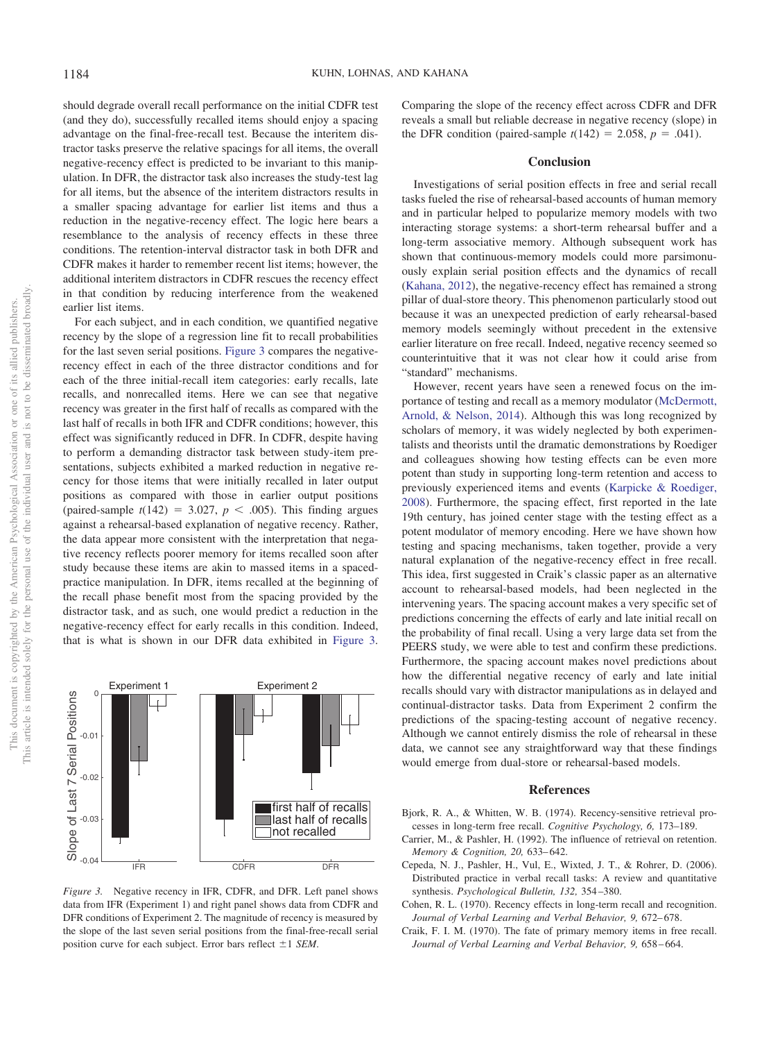should degrade overall recall performance on the initial CDFR test (and they do), successfully recalled items should enjoy a spacing advantage on the final-free-recall test. Because the interitem distractor tasks preserve the relative spacings for all items, the overall negative-recency effect is predicted to be invariant to this manipulation. In DFR, the distractor task also increases the study-test lag for all items, but the absence of the interitem distractors results in a smaller spacing advantage for earlier list items and thus a reduction in the negative-recency effect. The logic here bears a resemblance to the analysis of recency effects in these three conditions. The retention-interval distractor task in both DFR and CDFR makes it harder to remember recent list items; however, the additional interitem distractors in CDFR rescues the recency effect in that condition by reducing interference from the weakened earlier list items.

For each subject, and in each condition, we quantified negative recency by the slope of a regression line fit to recall probabilities for the last seven serial positions. Figure 3 compares the negative-recency effect in each of the three distractor conditions and for each of the three initial-recall item categories: early recalls, late recalls, and nonrecalled items. Here we can see that negative recency was greater in the first half of recalls as compared with the last half of recalls in both IFR and CDFR conditions; however, this effect was significantly reduced in DFR. In CDFR, despite having to perform a demanding distractor task between study-item presentations, subjects exhibited a marked reduction in negative recency for those items that were initially recalled in later output positions as compared with those in earlier output positions (paired-sample $t(142) = 3.027$, $p < .005$). This finding argues against a rehearsal-based explanation of negative recency. Rather, the data appear more consistent with the interpretation that negative recency reflects poorer memory for items recalled soon after study because these items are akin to massed items in a spaced-practice manipulation. In DFR, items recalled at the beginning of the recall phase benefit most from the spacing provided by the distractor task, and as such, one would predict a reduction in the negative-recency effect for early recalls in this condition. Indeed, that is what is shown in our DFR data exhibited in Figure 3.

*Figure 3.* Negative recency in IFR, CDFR, and DFR. Left panel shows data from IFR (Experiment 1) and right panel shows data from CDFR and DFR conditions of Experiment 2. The magnitude of recency is measured by the slope of the last seven serial positions from the final-free-recall serial position curve for each subject. Error bars reflect ±1 *SEM*.

Comparing the slope of the recency effect across CDFR and DFR reveals a small but reliable decrease in negative recency (slope) in the DFR condition (paired-sample $t(142) = 2.058$, $p = .041$).

## Conclusion

Investigations of serial position effects in free and serial recall tasks fueled the rise of rehearsal-based accounts of human memory and in particular helped to popularize memory models with two interacting storage systems: a short-term rehearsal buffer and a long-term associative memory. Although subsequent work has shown that continuous-memory models could more parsimoniously explain serial position effects and the dynamics of recall (Kahana, 2012), the negative-recency effect has remained a strong pillar of dual-store theory. This phenomenon particularly stood out because it was an unexpected prediction of early rehearsal-based memory models seemingly without precedent in the extensive earlier literature on free recall. Indeed, negative recency seemed so counterintuitive that it was not clear how it could arise from "standard" mechanisms.

However, recent years have seen a renewed focus on the importance of testing and recall as a memory modulator (McDermott, Arnold, & Nelson, 2014). Although this was long recognized by scholars of memory, it was widely neglected by both experimentalists and theorists until the dramatic demonstrations by Roediger and colleagues showing how testing effects can be even more potent than study in supporting long-term retention and access to previously experienced items and events (Karpicke & Roediger, 2008). Furthermore, the spacing effect, first reported in the late 19th century, has joined center stage with the testing effect as a potent modulator of memory encoding. Here we have shown how testing and spacing mechanisms, taken together, provide a very natural explanation of the negative-recency effect in free recall. This idea, first suggested in Craik's classic paper as an alternative account to rehearsal-based models, had been neglected in the intervening years. The spacing account makes a very specific set of predictions concerning the effects of early and late initial recall on the probability of final recall. Using a very large data set from the PEERS study, we were able to test and confirm these predictions. Furthermore, the spacing account makes novel predictions about how the differential negative recency of early and late initial recalls should vary with distractor manipulations as in delayed and continual-distractor tasks. Data from Experiment 2 confirm the predictions of the spacing-testing account of negative recency. Although we cannot entirely dismiss the role of rehearsal in these data, we cannot see any straightforward way that these findings would emerge from dual-store or rehearsal-based models.

## References

Bjork, R. A., & Whitten, W. B. (1974). Recency-sensitive retrieval processes in long-term free recall. *Cognitive Psychology, 6,* 173–189.

Carrier, M., & Pashler, H. (1992). The influence of retrieval on retention. *Memory & Cognition, 20,* 633–642.

Cepeda, N. J., Pashler, H., Vul, E., Wixted, J. T., & Rohrer, D. (2006). Distributed practice in verbal recall tasks: A review and quantitative synthesis. *Psychological Bulletin, 132,* 354–380.

Cohen, R. L. (1970). Recency effects in long-term recall and recognition. *Journal of Verbal Learning and Verbal Behavior, 9,* 672–678.

Craik, F. I. M. (1970). The fate of primary memory items in free recall. *Journal of Verbal Learning and Verbal Behavior, 9,* 658–664.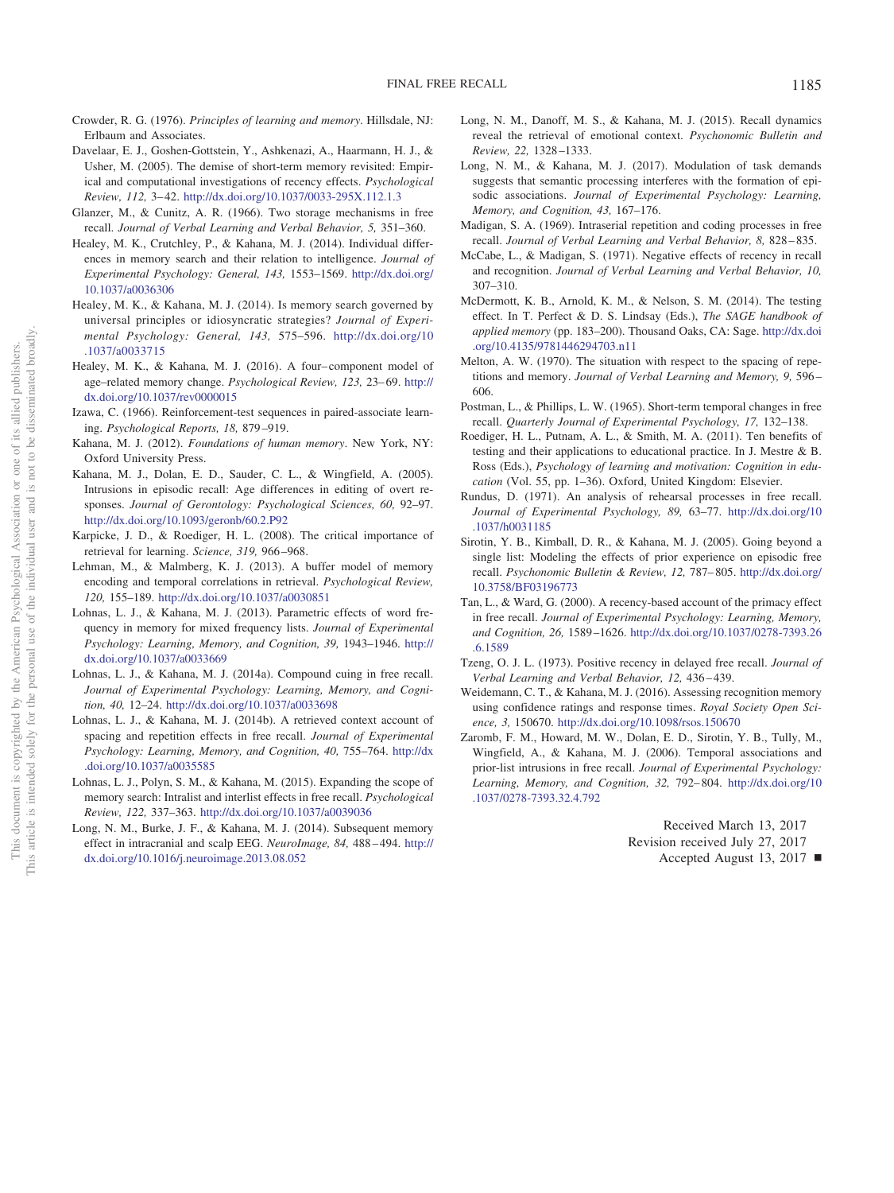Crowder, R. G. (1976). *Principles of learning and memory*. Hillsdale, NJ: Erlbaum and Associates.

Davelaar, E. J., Goshen-Gottstein, Y., Ashkenazi, A., Haarmann, H. J., & Usher, M. (2005). The demise of short-term memory revisited: Empirical and computational investigations of recency effects. *Psychological Review, 112,* 3–42. http://dx.doi.org/10.1037/0033-295X.112.1.3

Glanzer, M., & Cunitz, A. R. (1966). Two storage mechanisms in free recall. *Journal of Verbal Learning and Verbal Behavior, 5,* 351–360.

Healey, M. K., Crutchley, P., & Kahana, M. J. (2014). Individual differences in memory search and their relation to intelligence. *Journal of Experimental Psychology: General, 143,* 1553–1569. http://dx.doi.org/10.1037/a0036306

Healey, M. K., & Kahana, M. J. (2014). Is memory search governed by universal principles or idiosyncratic strategies? *Journal of Experimental Psychology: General, 143,* 575–596. http://dx.doi.org/10.1037/a0033715

Healey, M. K., & Kahana, M. J. (2016). A four–component model of age–related memory change. *Psychological Review, 123,* 23–69. http://dx.doi.org/10.1037/rev0000015

Izawa, C. (1966). Reinforcement-test sequences in paired-associate learning. *Psychological Reports, 18,* 879–919.

Kahana, M. J. (2012). *Foundations of human memory*. New York, NY: Oxford University Press.

Kahana, M. J., Dolan, E. D., Sauder, C. L., & Wingfield, A. (2005). Intrusions in episodic recall: Age differences in editing of overt responses. *Journal of Gerontology: Psychological Sciences, 60,* 92–97. http://dx.doi.org/10.1093/geronb/60.2.P92

Karpicke, J. D., & Roediger, H. L. (2008). The critical importance of retrieval for learning. *Science, 319,* 966–968.

Lehman, M., & Malmberg, K. J. (2013). A buffer model of memory encoding and temporal correlations in retrieval. *Psychological Review, 120,* 155–189. http://dx.doi.org/10.1037/a0030851

Lohnas, L. J., & Kahana, M. J. (2013). Parametric effects of word frequency in memory for mixed frequency lists. *Journal of Experimental Psychology: Learning, Memory, and Cognition, 39,* 1943–1946. http://dx.doi.org/10.1037/a0033669

Lohnas, L. J., & Kahana, M. J. (2014a). Compound cuing in free recall. *Journal of Experimental Psychology: Learning, Memory, and Cognition, 40,* 12–24. http://dx.doi.org/10.1037/a0033698

Lohnas, L. J., & Kahana, M. J. (2014b). A retrieved context account of spacing and repetition effects in free recall. *Journal of Experimental Psychology: Learning, Memory, and Cognition, 40,* 755–764. http://dx.doi.org/10.1037/a0035585

Lohnas, L. J., Polyn, S. M., & Kahana, M. (2015). Expanding the scope of memory search: Intralist and interlist effects in free recall. *Psychological Review, 122,* 337–363. http://dx.doi.org/10.1037/a0039036

Long, N. M., Burke, J. F., & Kahana, M. J. (2014). Subsequent memory effect in intracranial and scalp EEG. *NeuroImage, 84,* 488–494. http://dx.doi.org/10.1016/j.neuroimage.2013.08.052

Long, N. M., Danoff, M. S., & Kahana, M. J. (2015). Recall dynamics reveal the retrieval of emotional context. *Psychonomic Bulletin and Review, 22,* 1328–1333.

Long, N. M., & Kahana, M. J. (2017). Modulation of task demands suggests that semantic processing interferes with the formation of episodic associations. *Journal of Experimental Psychology: Learning, Memory, and Cognition, 43,* 167–176.

Madigan, S. A. (1969). Intraserial repetition and coding processes in free recall. *Journal of Verbal Learning and Verbal Behavior, 8,* 828–835.

McCabe, L., & Madigan, S. (1971). Negative effects of recency in recall and recognition. *Journal of Verbal Learning and Verbal Behavior, 10,* 307–310.

McDermott, K. B., Arnold, K. M., & Nelson, S. M. (2014). The testing effect. In T. Perfect & D. S. Lindsay (Eds.), *The SAGE handbook of applied memory* (pp. 183–200). Thousand Oaks, CA: Sage. http://dx.doi.org/10.4135/9781446294703.n11

Melton, A. W. (1970). The situation with respect to the spacing of repetitions and memory. *Journal of Verbal Learning and Memory, 9,* 596–606.

Postman, L., & Phillips, L. W. (1965). Short-term temporal changes in free recall. *Quarterly Journal of Experimental Psychology, 17,* 132–138.

Roediger, H. L., Putnam, A. L., & Smith, M. A. (2011). Ten benefits of testing and their applications to educational practice. In J. Mestre & B. Ross (Eds.), *Psychology of learning and motivation: Cognition in education* (Vol. 55, pp. 1–36). Oxford, United Kingdom: Elsevier.

Rundus, D. (1971). An analysis of rehearsal processes in free recall. *Journal of Experimental Psychology, 89,* 63–77. http://dx.doi.org/10.1037/h0031185

Sirotin, Y. B., Kimball, D. R., & Kahana, M. J. (2005). Going beyond a single list: Modeling the effects of prior experience on episodic free recall. *Psychonomic Bulletin & Review, 12,* 787–805. http://dx.doi.org/10.3758/BF03196773

Tan, L., & Ward, G. (2000). A recency-based account of the primacy effect in free recall. *Journal of Experimental Psychology: Learning, Memory, and Cognition, 26,* 1589–1626. http://dx.doi.org/10.1037/0278-7393.26.6.1589

Tzeng, O. J. L. (1973). Positive recency in delayed free recall. *Journal of Verbal Learning and Verbal Behavior, 12,* 436–439.

Weidemann, C. T., & Kahana, M. J. (2016). Assessing recognition memory using confidence ratings and response times. *Royal Society Open Science, 3,* 150670. http://dx.doi.org/10.1098/rsos.150670

Zaromb, F. M., Howard, M. W., Dolan, E. D., Sirotin, Y. B., Tully, M., Wingfield, A., & Kahana, M. J. (2006). Temporal associations and prior-list intrusions in free recall. *Journal of Experimental Psychology: Learning, Memory, and Cognition, 32,* 792–804. http://dx.doi.org/10.1037/0278-7393.32.4.792

Received March 13, 2017
Revision received July 27, 2017
Accepted August 13, 2017 ■